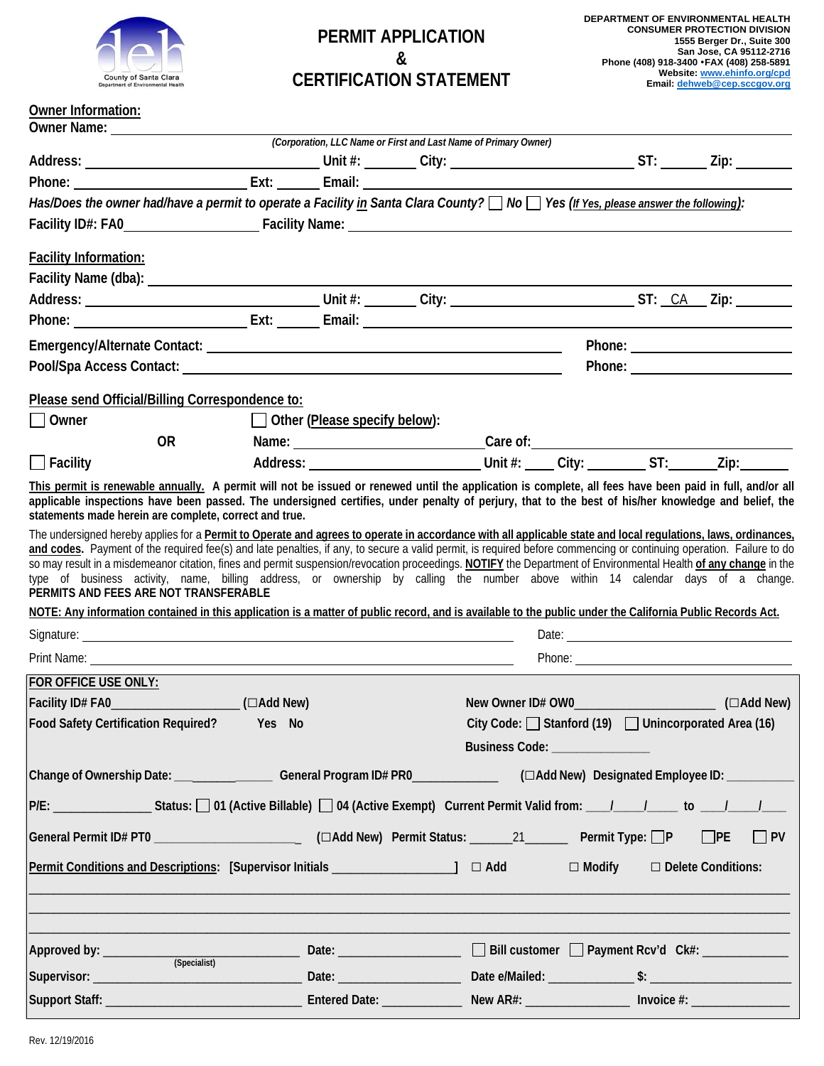County of Santa Clara
Department of Environmental Health

# PERMIT APPLICATION & CERTIFICATION STATEMENT

**DEPARTMENT OF ENVIRONMENTAL HEALTH**
**CONSUMER PROTECTION DIVISION**
**1555 Berger Dr., Suite 300**
**San Jose, CA 95112-2716**
**Phone (408) 918-3400 •FAX (408) 258-5891**
**Website: www.ehinfo.org/cpd**
**Email: dehweb@cep.sccgov.org**

## Owner Information:

**Owner Name:** ____________________________________________
*(Corporation, LLC Name or First and Last Name of Primary Owner)*

**Address:** ____________________ **Unit #:** _______ **City:** ____________________ **ST:** _______ **Zip:** ________

**Phone:** ____________________ **Ext:** ______ **Email:** ____________________________________________

*Has/Does the owner had/have a permit to operate a Facility in Santa Clara County?* ☐ *No* ☐ *Yes (If Yes, please answer the following):*

**Facility ID#: FA0** ____________________ **Facility Name:** ____________________________________________

## Facility Information:

**Facility Name (dba):** ____________________________________________

**Address:** ____________________ **Unit #:** _______ **City:** ____________________ **ST:** CA **Zip:** ________

**Phone:** ____________________ **Ext:** ______ **Email:** ____________________________________________

**Emergency/Alternate Contact:** ____________________________________________ **Phone:** ____________________

**Pool/Spa Access Contact:** ____________________________________________ **Phone:** ____________________

## Please send Official/Billing Correspondence to:

☐ **Owner** ☐ **Other (Please specify below):**

**OR** **Name:** ____________________ **Care of:** ____________________

☐ **Facility** **Address:** ____________________ **Unit #:** ____ **City:** ________ **ST:** _______ **Zip:** _______

**This permit is renewable annually. A permit will not be issued or renewed until the application is complete, all fees have been paid in full, and/or all applicable inspections have been passed. The undersigned certifies, under penalty of perjury, that to the best of his/her knowledge and belief, the statements made herein are complete, correct and true.**

The undersigned hereby applies for a **Permit to Operate and agrees to operate in accordance with all applicable state and local regulations, laws, ordinances, and codes.** Payment of the required fee(s) and late penalties, if any, to secure a valid permit, is required before commencing or continuing operation. Failure to do so may result in a misdemeanor citation, fines and permit suspension/revocation proceedings. **NOTIFY** the Department of Environmental Health **of any change** in the type of business activity, name, billing address, or ownership by calling the number above within 14 calendar days of a change. **PERMITS AND FEES ARE NOT TRANSFERABLE**

**NOTE: Any information contained in this application is a matter of public record, and is available to the public under the California Public Records Act.**

Signature: ____________________________________________ Date: ____________________

Print Name: ____________________________________________ Phone: ____________________

## FOR OFFICE USE ONLY:

**Facility ID# FA0** ____________________ **(☐Add New)** **New Owner ID# OW0** ____________________ **(☐Add New)**

**Food Safety Certification Required?** **Yes No** **City Code:** ☐ **Stanford (19)** ☐ **Unincorporated Area (16)**

**Business Code:** _______________

**Change of Ownership Date:** ______________ **General Program ID# PR0** _____________ **(☐Add New) Designated Employee ID:** __________

**P/E:** _______________ **Status:** ☐ **01 (Active Billable)** ☐ **04 (Active Exempt)** **Current Permit Valid from:** ___/___/_____ **to** ___/___/____

**General Permit ID# PT0** ____________________ **(☐Add New) Permit Status:** ______21______ **Permit Type:** ☐**P** ☐**PE** ☐ **PV**

**Permit Conditions and Descriptions: [Supervisor Initials** __________________**]** ☐ **Add** ☐ **Modify** ☐ **Delete Conditions:**

____________________________________________________________________________________________

____________________________________________________________________________________________

____________________________________________________________________________________________

**Approved by:** ____________________ **Date:** ____________________ ☐ **Bill customer** ☐ **Payment Rcv'd Ck#:** _____________
(Specialist)

**Supervisor:** ____________________ **Date:** ____________________ **Date e/Mailed:** _____________ **$:** ____________________

**Support Staff:** ____________________ **Entered Date:** ____________ **New AR#:** _______________ **Invoice #:** _______________

Rev. 12/19/2016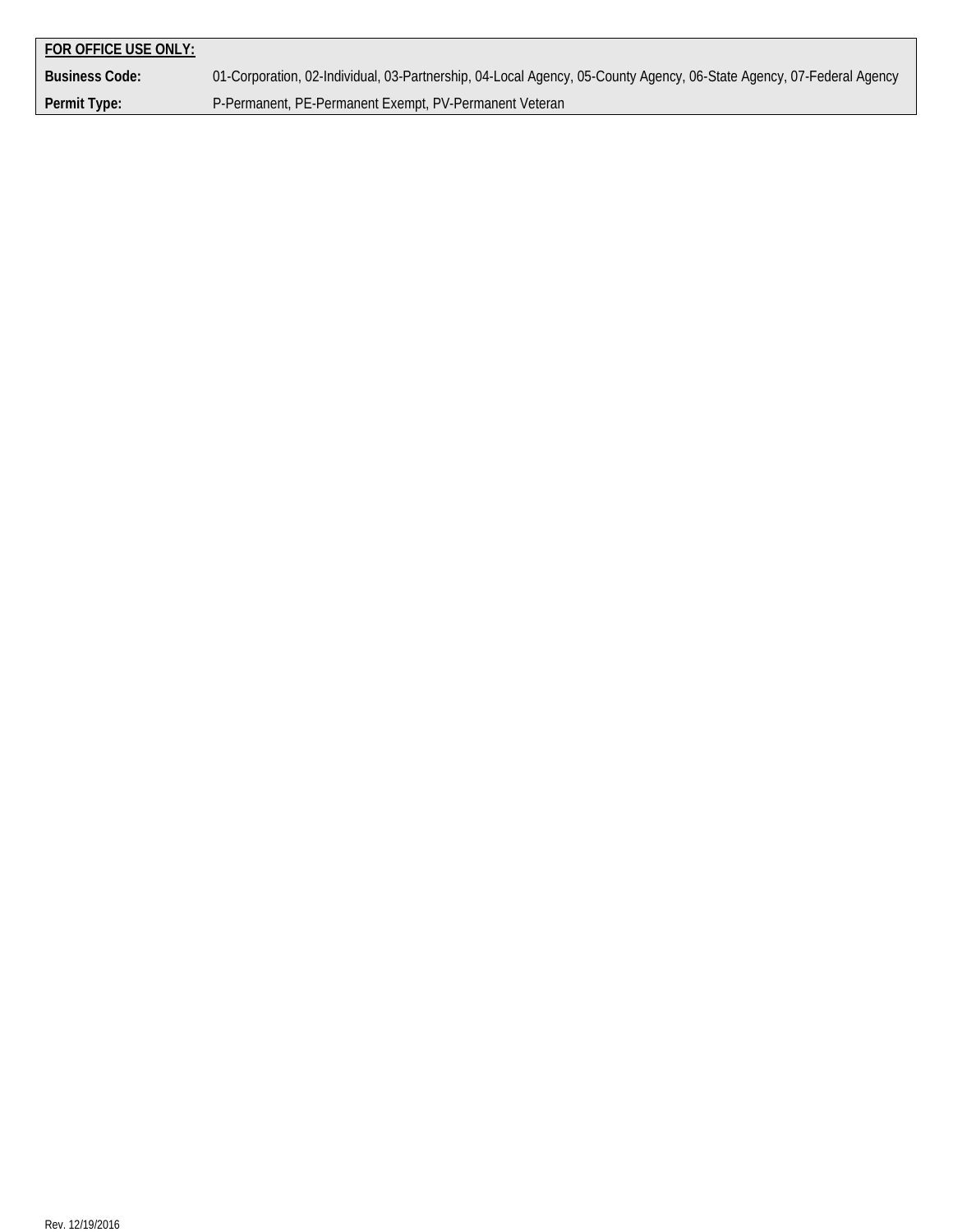| | |
|---|---|
| **FOR OFFICE USE ONLY:** | |
| **Business Code:** | 01-Corporation, 02-Individual, 03-Partnership, 04-Local Agency, 05-County Agency, 06-State Agency, 07-Federal Agency |
| **Permit Type:** | P-Permanent, PE-Permanent Exempt, PV-Permanent Veteran |

Rev. 12/19/2016